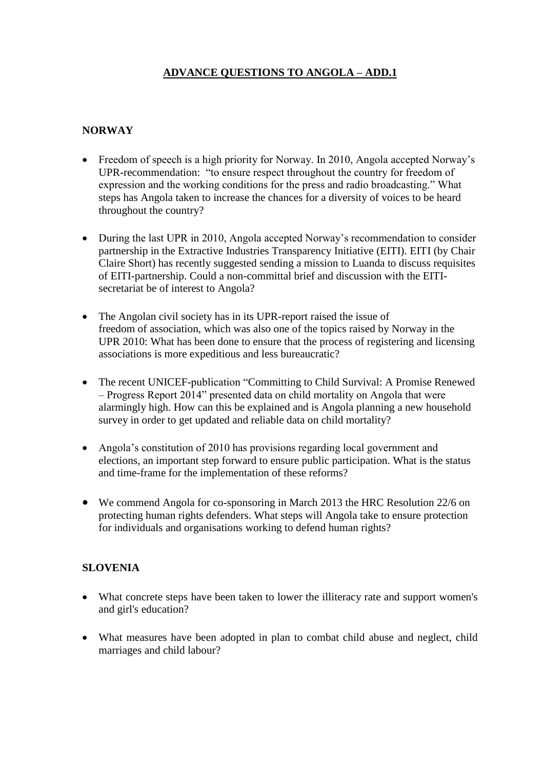# ADVANCE QUESTIONS TO ANGOLA – ADD.1

## NORWAY

- Freedom of speech is a high priority for Norway. In 2010, Angola accepted Norway's UPR-recommendation: "to ensure respect throughout the country for freedom of expression and the working conditions for the press and radio broadcasting." What steps has Angola taken to increase the chances for a diversity of voices to be heard throughout the country?

- During the last UPR in 2010, Angola accepted Norway's recommendation to consider partnership in the Extractive Industries Transparency Initiative (EITI). EITI (by Chair Claire Short) has recently suggested sending a mission to Luanda to discuss requisites of EITI-partnership. Could a non-committal brief and discussion with the EITI-secretariat be of interest to Angola?

- The Angolan civil society has in its UPR-report raised the issue of freedom of association, which was also one of the topics raised by Norway in the UPR 2010: What has been done to ensure that the process of registering and licensing associations is more expeditious and less bureaucratic?

- The recent UNICEF-publication "Committing to Child Survival: A Promise Renewed – Progress Report 2014" presented data on child mortality on Angola that were alarmingly high. How can this be explained and is Angola planning a new household survey in order to get updated and reliable data on child mortality?

- Angola's constitution of 2010 has provisions regarding local government and elections, an important step forward to ensure public participation. What is the status and time-frame for the implementation of these reforms?

- We commend Angola for co-sponsoring in March 2013 the HRC Resolution 22/6 on protecting human rights defenders. What steps will Angola take to ensure protection for individuals and organisations working to defend human rights?

## SLOVENIA

- What concrete steps have been taken to lower the illiteracy rate and support women's and girl's education?

- What measures have been adopted in plan to combat child abuse and neglect, child marriages and child labour?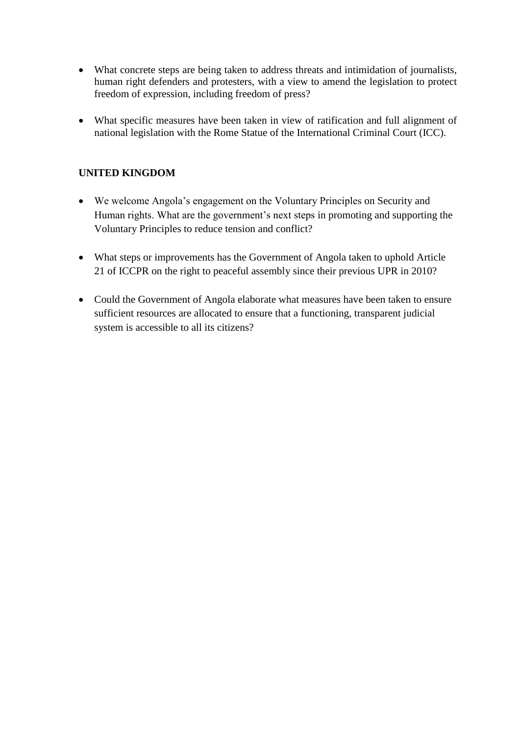- What concrete steps are being taken to address threats and intimidation of journalists, human right defenders and protesters, with a view to amend the legislation to protect freedom of expression, including freedom of press?

- What specific measures have been taken in view of ratification and full alignment of national legislation with the Rome Statue of the International Criminal Court (ICC).

**UNITED KINGDOM**

- We welcome Angola's engagement on the Voluntary Principles on Security and Human rights. What are the government's next steps in promoting and supporting the Voluntary Principles to reduce tension and conflict?

- What steps or improvements has the Government of Angola taken to uphold Article 21 of ICCPR on the right to peaceful assembly since their previous UPR in 2010?

- Could the Government of Angola elaborate what measures have been taken to ensure sufficient resources are allocated to ensure that a functioning, transparent judicial system is accessible to all its citizens?